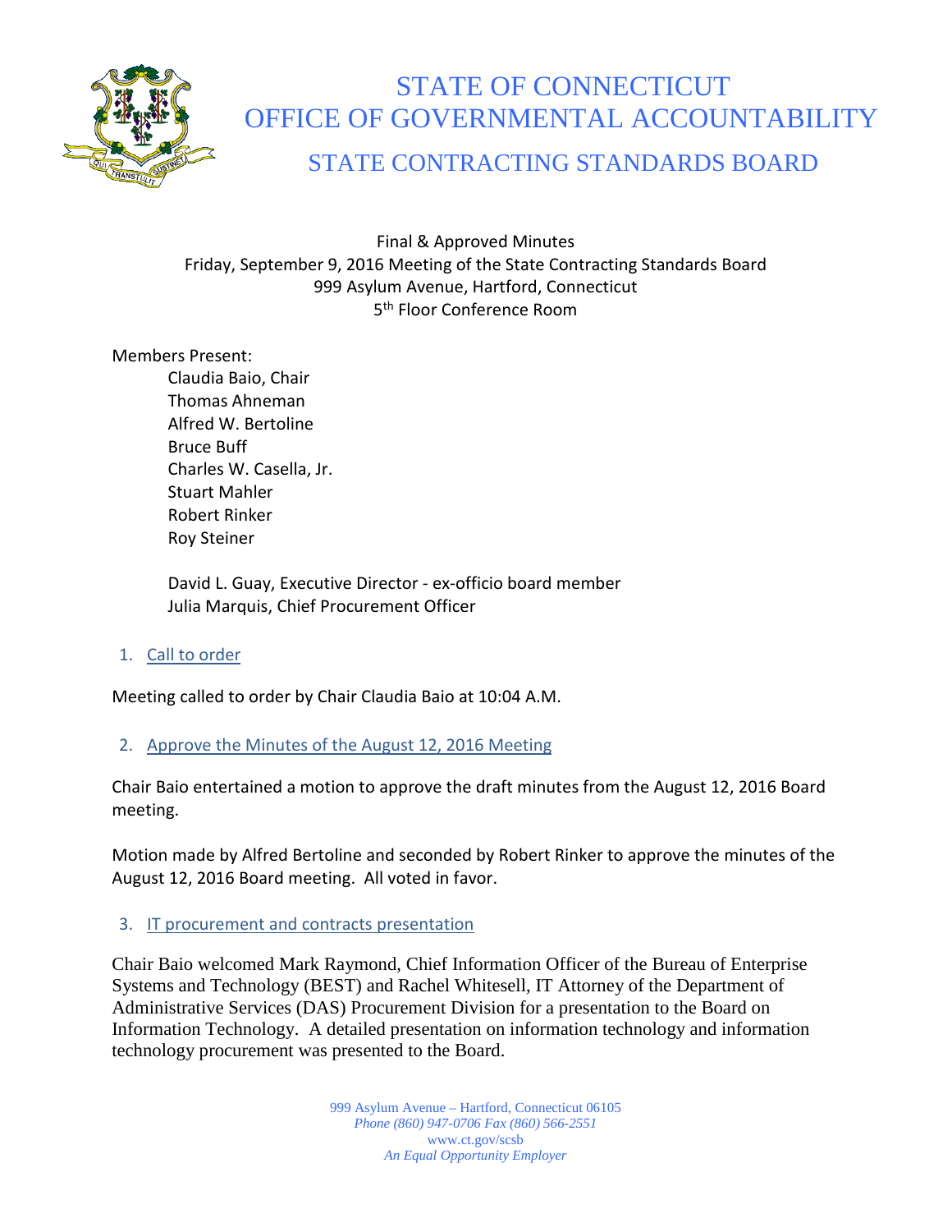# STATE OF CONNECTICUT
# OFFICE OF GOVERNMENTAL ACCOUNTABILITY
## STATE CONTRACTING STANDARDS BOARD

Final & Approved Minutes
Friday, September 9, 2016 Meeting of the State Contracting Standards Board
999 Asylum Avenue, Hartford, Connecticut
5th Floor Conference Room

Members Present:

- Claudia Baio, Chair
- Thomas Ahneman
- Alfred W. Bertoline
- Bruce Buff
- Charles W. Casella, Jr.
- Stuart Mahler
- Robert Rinker
- Roy Steiner

- David L. Guay, Executive Director - ex-officio board member
- Julia Marquis, Chief Procurement Officer

### 1. Call to order

Meeting called to order by Chair Claudia Baio at 10:04 A.M.

### 2. Approve the Minutes of the August 12, 2016 Meeting

Chair Baio entertained a motion to approve the draft minutes from the August 12, 2016 Board meeting.

Motion made by Alfred Bertoline and seconded by Robert Rinker to approve the minutes of the August 12, 2016 Board meeting. All voted in favor.

### 3. IT procurement and contracts presentation

Chair Baio welcomed Mark Raymond, Chief Information Officer of the Bureau of Enterprise Systems and Technology (BEST) and Rachel Whitesell, IT Attorney of the Department of Administrative Services (DAS) Procurement Division for a presentation to the Board on Information Technology. A detailed presentation on information technology and information technology procurement was presented to the Board.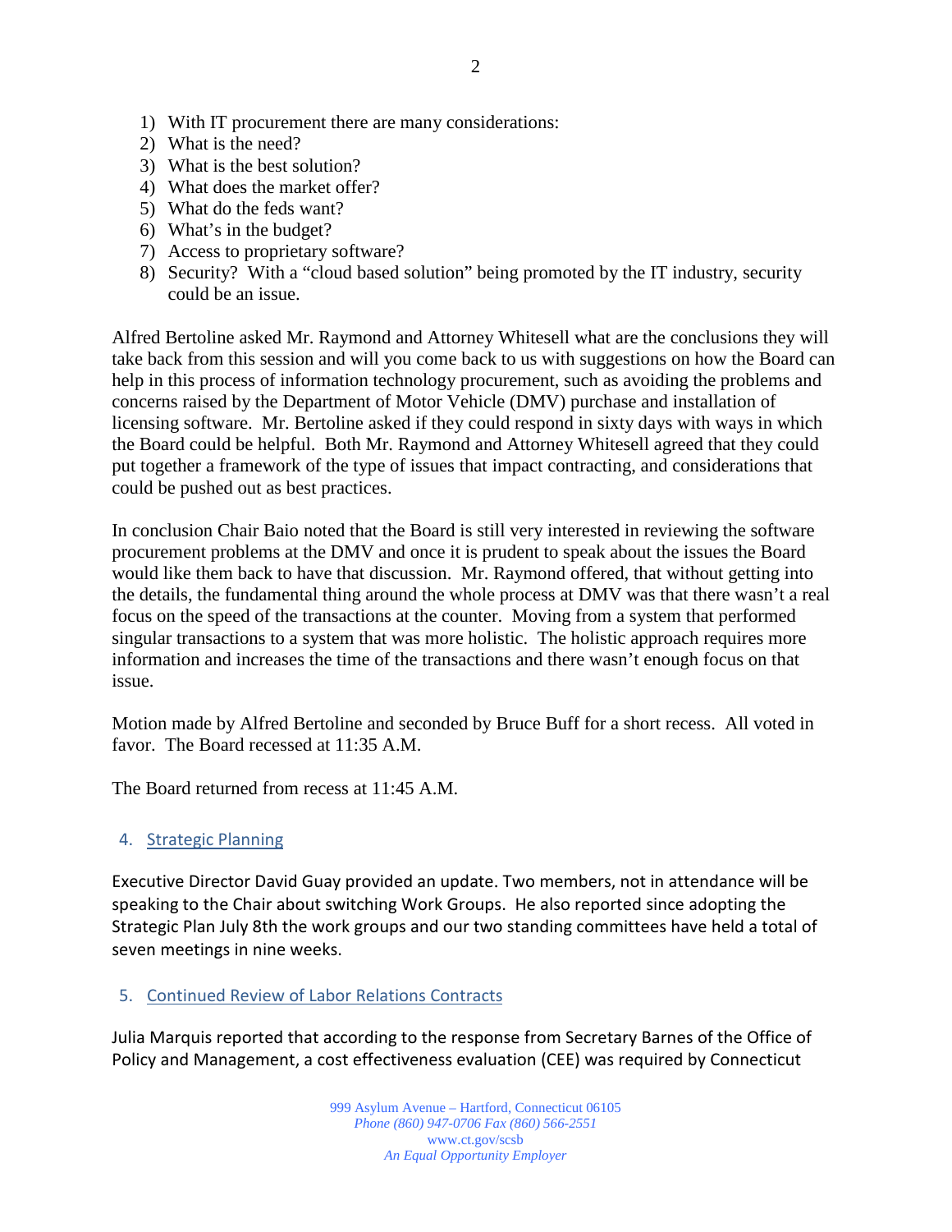1) With IT procurement there are many considerations:
2) What is the need?
3) What is the best solution?
4) What does the market offer?
5) What do the feds want?
6) What's in the budget?
7) Access to proprietary software?
8) Security? With a "cloud based solution" being promoted by the IT industry, security could be an issue.

Alfred Bertoline asked Mr. Raymond and Attorney Whitesell what are the conclusions they will take back from this session and will you come back to us with suggestions on how the Board can help in this process of information technology procurement, such as avoiding the problems and concerns raised by the Department of Motor Vehicle (DMV) purchase and installation of licensing software. Mr. Bertoline asked if they could respond in sixty days with ways in which the Board could be helpful. Both Mr. Raymond and Attorney Whitesell agreed that they could put together a framework of the type of issues that impact contracting, and considerations that could be pushed out as best practices.

In conclusion Chair Baio noted that the Board is still very interested in reviewing the software procurement problems at the DMV and once it is prudent to speak about the issues the Board would like them back to have that discussion. Mr. Raymond offered, that without getting into the details, the fundamental thing around the whole process at DMV was that there wasn't a real focus on the speed of the transactions at the counter. Moving from a system that performed singular transactions to a system that was more holistic. The holistic approach requires more information and increases the time of the transactions and there wasn't enough focus on that issue.

Motion made by Alfred Bertoline and seconded by Bruce Buff for a short recess. All voted in favor. The Board recessed at 11:35 A.M.

The Board returned from recess at 11:45 A.M.

4. Strategic Planning

Executive Director David Guay provided an update. Two members, not in attendance will be speaking to the Chair about switching Work Groups. He also reported since adopting the Strategic Plan July 8th the work groups and our two standing committees have held a total of seven meetings in nine weeks.

5. Continued Review of Labor Relations Contracts

Julia Marquis reported that according to the response from Secretary Barnes of the Office of Policy and Management, a cost effectiveness evaluation (CEE) was required by Connecticut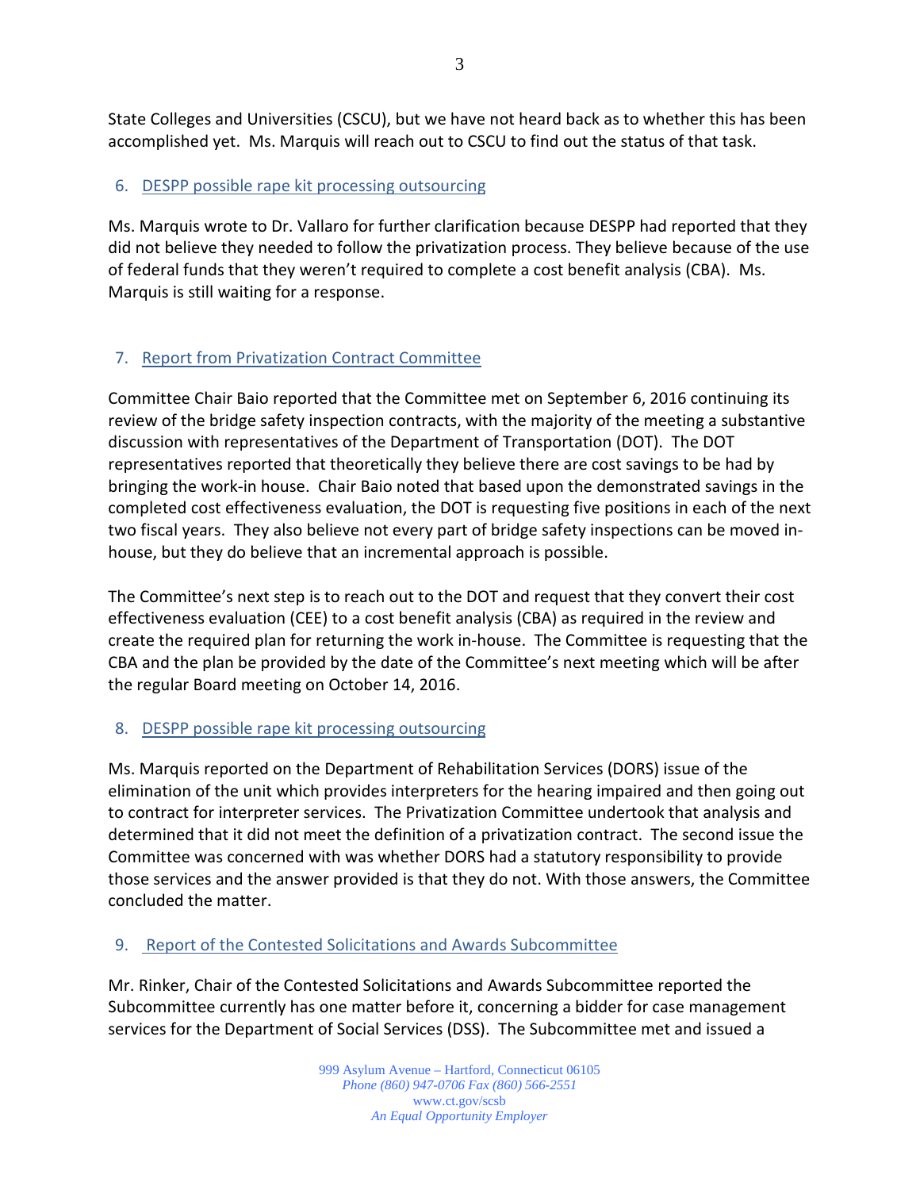State Colleges and Universities (CSCU), but we have not heard back as to whether this has been accomplished yet. Ms. Marquis will reach out to CSCU to find out the status of that task.

6. DESPP possible rape kit processing outsourcing

Ms. Marquis wrote to Dr. Vallaro for further clarification because DESPP had reported that they did not believe they needed to follow the privatization process. They believe because of the use of federal funds that they weren't required to complete a cost benefit analysis (CBA). Ms. Marquis is still waiting for a response.

7. Report from Privatization Contract Committee

Committee Chair Baio reported that the Committee met on September 6, 2016 continuing its review of the bridge safety inspection contracts, with the majority of the meeting a substantive discussion with representatives of the Department of Transportation (DOT). The DOT representatives reported that theoretically they believe there are cost savings to be had by bringing the work-in house. Chair Baio noted that based upon the demonstrated savings in the completed cost effectiveness evaluation, the DOT is requesting five positions in each of the next two fiscal years. They also believe not every part of bridge safety inspections can be moved in-house, but they do believe that an incremental approach is possible.

The Committee's next step is to reach out to the DOT and request that they convert their cost effectiveness evaluation (CEE) to a cost benefit analysis (CBA) as required in the review and create the required plan for returning the work in-house. The Committee is requesting that the CBA and the plan be provided by the date of the Committee's next meeting which will be after the regular Board meeting on October 14, 2016.

8. DESPP possible rape kit processing outsourcing

Ms. Marquis reported on the Department of Rehabilitation Services (DORS) issue of the elimination of the unit which provides interpreters for the hearing impaired and then going out to contract for interpreter services. The Privatization Committee undertook that analysis and determined that it did not meet the definition of a privatization contract. The second issue the Committee was concerned with was whether DORS had a statutory responsibility to provide those services and the answer provided is that they do not. With those answers, the Committee concluded the matter.

9. Report of the Contested Solicitations and Awards Subcommittee

Mr. Rinker, Chair of the Contested Solicitations and Awards Subcommittee reported the Subcommittee currently has one matter before it, concerning a bidder for case management services for the Department of Social Services (DSS). The Subcommittee met and issued a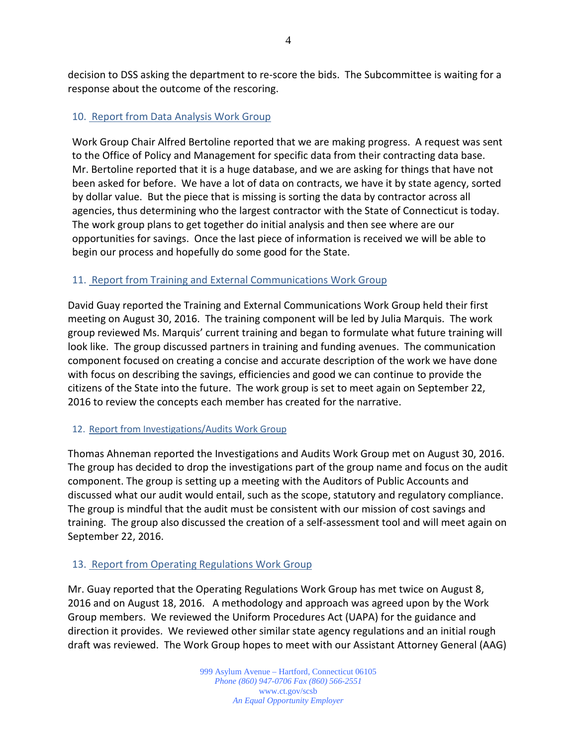decision to DSS asking the department to re-score the bids. The Subcommittee is waiting for a response about the outcome of the rescoring.

## 10. Report from Data Analysis Work Group

Work Group Chair Alfred Bertoline reported that we are making progress. A request was sent to the Office of Policy and Management for specific data from their contracting data base. Mr. Bertoline reported that it is a huge database, and we are asking for things that have not been asked for before. We have a lot of data on contracts, we have it by state agency, sorted by dollar value. But the piece that is missing is sorting the data by contractor across all agencies, thus determining who the largest contractor with the State of Connecticut is today. The work group plans to get together do initial analysis and then see where are our opportunities for savings. Once the last piece of information is received we will be able to begin our process and hopefully do some good for the State.

## 11. Report from Training and External Communications Work Group

David Guay reported the Training and External Communications Work Group held their first meeting on August 30, 2016. The training component will be led by Julia Marquis. The work group reviewed Ms. Marquis' current training and began to formulate what future training will look like. The group discussed partners in training and funding avenues. The communication component focused on creating a concise and accurate description of the work we have done with focus on describing the savings, efficiencies and good we can continue to provide the citizens of the State into the future. The work group is set to meet again on September 22, 2016 to review the concepts each member has created for the narrative.

## 12. Report from Investigations/Audits Work Group

Thomas Ahneman reported the Investigations and Audits Work Group met on August 30, 2016. The group has decided to drop the investigations part of the group name and focus on the audit component. The group is setting up a meeting with the Auditors of Public Accounts and discussed what our audit would entail, such as the scope, statutory and regulatory compliance. The group is mindful that the audit must be consistent with our mission of cost savings and training. The group also discussed the creation of a self-assessment tool and will meet again on September 22, 2016.

## 13. Report from Operating Regulations Work Group

Mr. Guay reported that the Operating Regulations Work Group has met twice on August 8, 2016 and on August 18, 2016. A methodology and approach was agreed upon by the Work Group members. We reviewed the Uniform Procedures Act (UAPA) for the guidance and direction it provides. We reviewed other similar state agency regulations and an initial rough draft was reviewed. The Work Group hopes to meet with our Assistant Attorney General (AAG)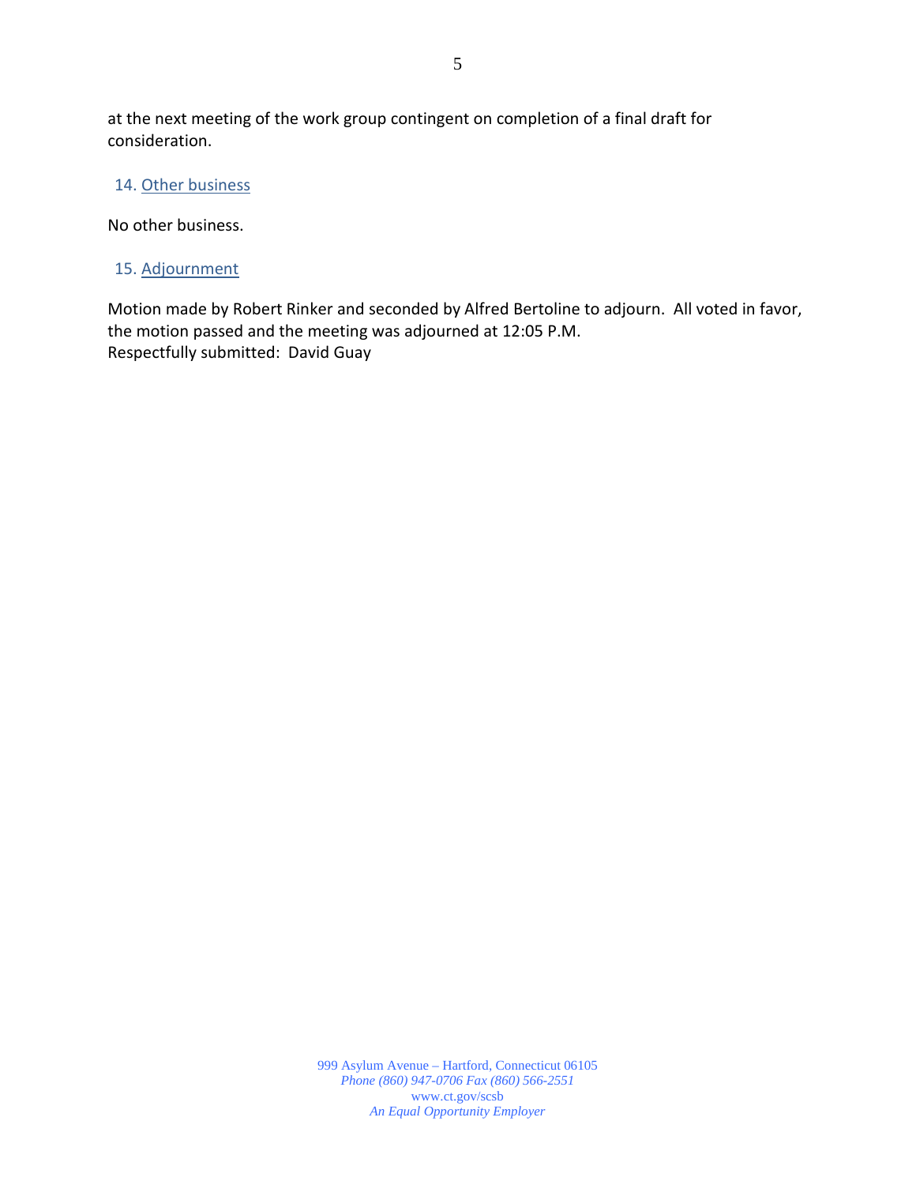at the next meeting of the work group contingent on completion of a final draft for consideration.

## 14. Other business

No other business.

## 15. Adjournment

Motion made by Robert Rinker and seconded by Alfred Bertoline to adjourn. All voted in favor, the motion passed and the meeting was adjourned at 12:05 P.M.
Respectfully submitted: David Guay

999 Asylum Avenue – Hartford, Connecticut 06105
*Phone (860) 947-0706 Fax (860) 566-2551*
www.ct.gov/scsb
*An Equal Opportunity Employer*